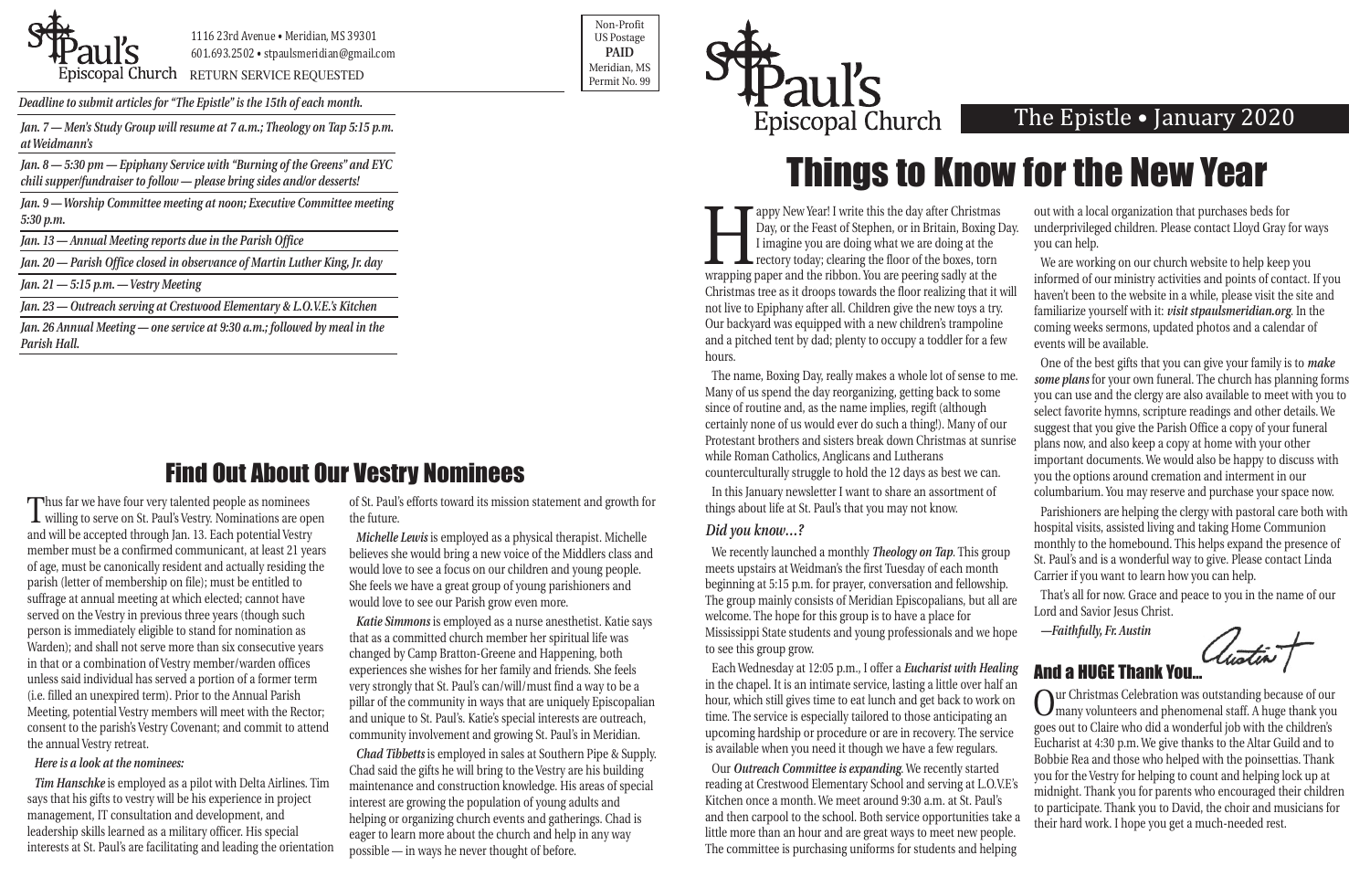St. Paul's Episcopal Church

1116 23rd Avenue • Meridian, MS 39301
601.693.2502 • stpaulsmeridian@gmail.com

RETURN SERVICE REQUESTED

Non-Profit
US Postage
**PAID**
Meridian, MS
Permit No. 99

*Deadline to submit articles for "The Epistle" is the 15th of each month.*

*Jan. 7 — Men's Study Group will resume at 7 a.m.; Theology on Tap 5:15 p.m. at Weidmann's*

*Jan. 8 — 5:30 pm — Epiphany Service with "Burning of the Greens" and EYC chili supper/fundraiser to follow — please bring sides and/or desserts!*

*Jan. 9 — Worship Committee meeting at noon; Executive Committee meeting 5:30 p.m.*

*Jan. 13 — Annual Meeting reports due in the Parish Office*

*Jan. 20 — Parish Office closed in observance of Martin Luther King, Jr. day*

*Jan. 21 — 5:15 p.m. — Vestry Meeting*

*Jan. 23 — Outreach serving at Crestwood Elementary & L.O.V.E.'s Kitchen*

*Jan. 26 Annual Meeting — one service at 9:30 a.m.; followed by meal in the Parish Hall.*

## Find Out About Our Vestry Nominees

Thus far we have four very talented people as nominees willing to serve on St. Paul's Vestry. Nominations are open and will be accepted through Jan. 13. Each potential Vestry member must be a confirmed communicant, at least 21 years of age, must be canonically resident and actually residing the parish (letter of membership on file); must be entitled to suffrage at annual meeting at which elected; cannot have served on the Vestry in previous three years (though such person is immediately eligible to stand for nomination as Warden); and shall not serve more than six consecutive years in that or a combination of Vestry member/warden offices unless said individual has served a portion of a former term (i.e. filled an unexpired term). Prior to the Annual Parish Meeting, potential Vestry members will meet with the Rector; consent to the parish's Vestry Covenant; and commit to attend the annual Vestry retreat.

*Here is a look at the nominees:*

***Tim Hanschke*** is employed as a pilot with Delta Airlines. Tim says that his gifts to vestry will be his experience in project management, IT consultation and development, and leadership skills learned as a military officer. His special interests at St. Paul's are facilitating and leading the orientation of St. Paul's efforts toward its mission statement and growth for the future.

***Michelle Lewis*** is employed as a physical therapist. Michelle believes she would bring a new voice of the Middlers class and would love to see a focus on our children and young people. She feels we have a great group of young parishioners and would love to see our Parish grow even more.

***Katie Simmons*** is employed as a nurse anesthetist. Katie says that as a committed church member her spiritual life was changed by Camp Bratton-Greene and Happening, both experiences she wishes for her family and friends. She feels very strongly that St. Paul's can/will/must find a way to be a pillar of the community in ways that are uniquely Episcopalian and unique to St. Paul's. Katie's special interests are outreach, community involvement and growing St. Paul's in Meridian.

***Chad Tibbetts*** is employed in sales at Southern Pipe & Supply. Chad said the gifts he will bring to the Vestry are his building maintenance and construction knowledge. His areas of special interest are growing the population of young adults and helping or organizing church events and gatherings. Chad is eager to learn more about the church and help in any way possible — in ways he never thought of before.

St. Paul's Episcopal Church

The Epistle • January 2020

# Things to Know for the New Year

Happy New Year! I write this the day after Christmas Day, or the Feast of Stephen, or in Britain, Boxing Day. I imagine you are doing what we are doing at the rectory today; clearing the floor of the boxes, torn wrapping paper and the ribbon. You are peering sadly at the Christmas tree as it droops towards the floor realizing that it will not live to Epiphany after all. Children give the new toys a try. Our backyard was equipped with a new children's trampoline and a pitched tent by dad; plenty to occupy a toddler for a few hours.

The name, Boxing Day, really makes a whole lot of sense to me. Many of us spend the day reorganizing, getting back to some since of routine and, as the name implies, regift (although certainly none of us would ever do such a thing!). Many of our Protestant brothers and sisters break down Christmas at sunrise while Roman Catholics, Anglicans and Lutherans counterculturally struggle to hold the 12 days as best we can.

In this January newsletter I want to share an assortment of things about life at St. Paul's that you may not know.

### *Did you know…?*

We recently launched a monthly ***Theology on Tap***. This group meets upstairs at Weidman's the first Tuesday of each month beginning at 5:15 p.m. for prayer, conversation and fellowship. The group mainly consists of Meridian Episcopalians, but all are welcome. The hope for this group is to have a place for Mississippi State students and young professionals and we hope to see this group grow.

Each Wednesday at 12:05 p.m., I offer a ***Eucharist with Healing*** in the chapel. It is an intimate service, lasting a little over half an hour, which still gives time to eat lunch and get back to work on time. The service is especially tailored to those anticipating an upcoming hardship or procedure or are in recovery. The service is available when you need it though we have a few regulars.

Our ***Outreach Committee is expanding***. We recently started reading at Crestwood Elementary School and serving at L.O.V.E's Kitchen once a month. We meet around 9:30 a.m. at St. Paul's and then carpool to the school. Both service opportunities take a little more than an hour and are great ways to meet new people. The committee is purchasing uniforms for students and helping out with a local organization that purchases beds for underprivileged children. Please contact Lloyd Gray for ways you can help.

We are working on our church website to help keep you informed of our ministry activities and points of contact. If you haven't been to the website in a while, please visit the site and familiarize yourself with it: ***visit stpaulsmeridian.org***. In the coming weeks sermons, updated photos and a calendar of events will be available.

One of the best gifts that you can give your family is to ***make some plans*** for your own funeral. The church has planning forms you can use and the clergy are also available to meet with you to select favorite hymns, scripture readings and other details. We suggest that you give the Parish Office a copy of your funeral plans now, and also keep a copy at home with your other important documents. We would also be happy to discuss with you the options around cremation and interment in our columbarium. You may reserve and purchase your space now.

Parishioners are helping the clergy with pastoral care both with hospital visits, assisted living and taking Home Communion monthly to the homebound. This helps expand the presence of St. Paul's and is a wonderful way to give. Please contact Linda Carrier if you want to learn how you can help.

That's all for now. Grace and peace to you in the name of our Lord and Savior Jesus Christ.

*—Faithfully, Fr. Austin*

## And a HUGE Thank You...

Our Christmas Celebration was outstanding because of our many volunteers and phenomenal staff. A huge thank you goes out to Claire who did a wonderful job with the children's Eucharist at 4:30 p.m. We give thanks to the Altar Guild and to Bobbie Rea and those who helped with the poinsettias. Thank you for the Vestry for helping to count and helping lock up at midnight. Thank you for parents who encouraged their children to participate. Thank you to David, the choir and musicians for their hard work. I hope you get a much-needed rest.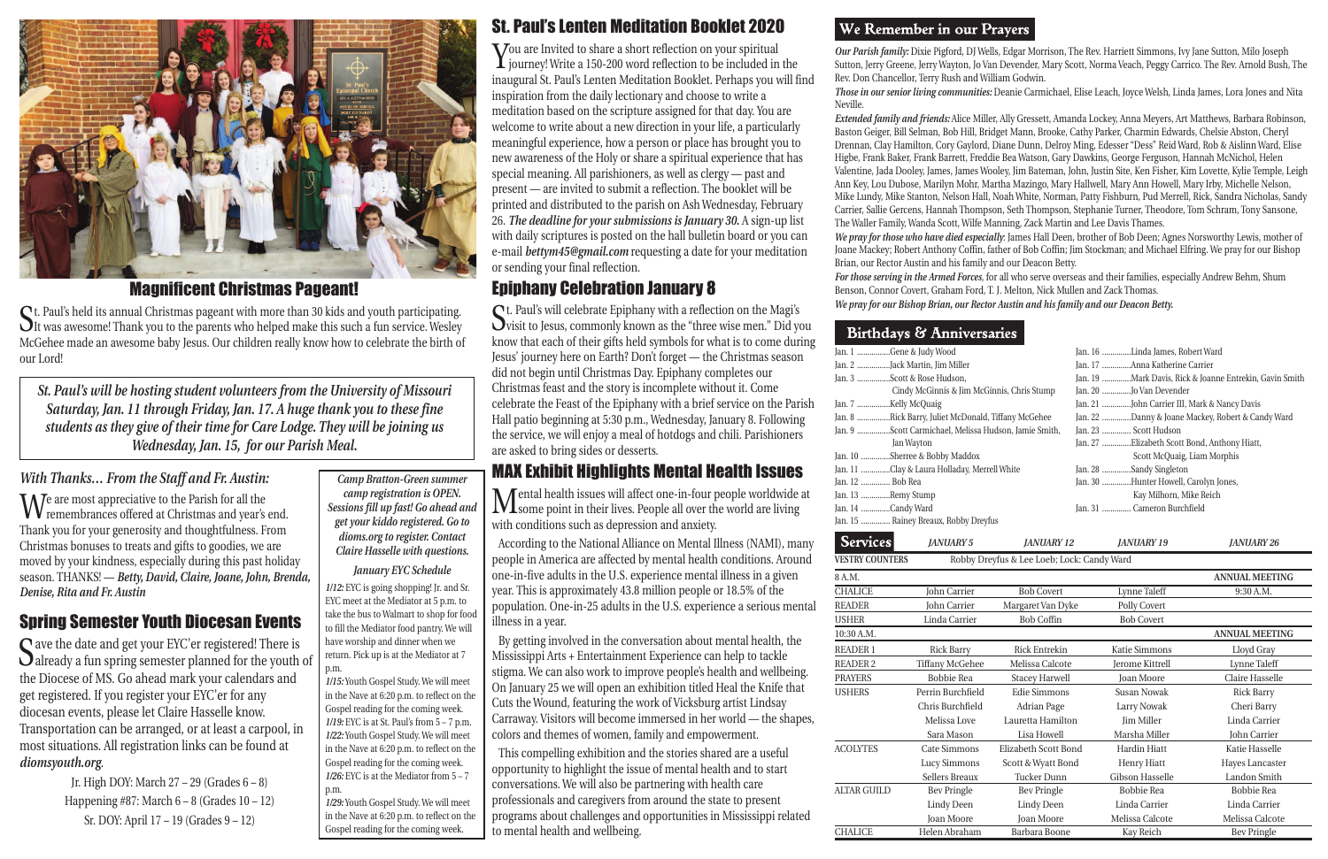## Magnificent Christmas Pageant!

St. Paul's held its annual Christmas pageant with more than 30 kids and youth participating. It was awesome! Thank you to the parents who helped make this such a fun service. Wesley McGehee made an awesome baby Jesus. Our children really know how to celebrate the birth of our Lord!

***St. Paul's will be hosting student volunteers from the University of Missouri Saturday, Jan. 11 through Friday, Jan. 17. A huge thank you to these fine students as they give of their time for Care Lodge. They will be joining us Wednesday, Jan. 15, for our Parish Meal.***

### *With Thanks… From the Staff and Fr. Austin:*

We are most appreciative to the Parish for all the remembrances offered at Christmas and year's end. Thank you for your generosity and thoughtfulness. From Christmas bonuses to treats and gifts to goodies, we are moved by your kindness, especially during this past holiday season. THANKS! — ***Betty, David, Claire, Joane, John, Brenda, Denise, Rita and Fr. Austin***

## Spring Semester Youth Diocesan Events

Save the date and get your EYC'er registered! There is already a fun spring semester planned for the youth of the Diocese of MS. Go ahead mark your calendars and get registered. If you register your EYC'er for any diocesan events, please let Claire Hasselle know. Transportation can be arranged, or at least a carpool, in most situations. All registration links can be found at ***diomsyouth.org***.

Jr. High DOY: March 27 – 29 (Grades 6 – 8)
Happening #87: March 6 – 8 (Grades 10 – 12)
Sr. DOY: April 17 – 19 (Grades 9 – 12)

***Camp Bratton-Green summer camp registration is OPEN. Sessions fill up fast! Go ahead and get your kiddo registered. Go to dioms.org to register. Contact Claire Hasselle with questions.***

### *January EYC Schedule*

***1/12:*** EYC is going shopping! Jr. and Sr. EYC meet at the Mediator at 5 p.m. to take the bus to Walmart to shop for food to fill the Mediator food pantry. We will have worship and dinner when we return. Pick up is at the Mediator at 7 p.m.

***1/15:*** Youth Gospel Study. We will meet in the Nave at 6:20 p.m. to reflect on the Gospel reading for the coming week.

***1/19:*** EYC is at St. Paul's from 5 – 7 p.m.

***1/22:*** Youth Gospel Study. We will meet in the Nave at 6:20 p.m. to reflect on the Gospel reading for the coming week.

***1/26:*** EYC is at the Mediator from 5 – 7 p.m.

***1/29:*** Youth Gospel Study. We will meet in the Nave at 6:20 p.m. to reflect on the Gospel reading for the coming week.

## St. Paul's Lenten Meditation Booklet 2020

You are Invited to share a short reflection on your spiritual journey! Write a 150-200 word reflection to be included in the inaugural St. Paul's Lenten Meditation Booklet. Perhaps you will find inspiration from the daily lectionary and choose to write a meditation based on the scripture assigned for that day. You are welcome to write about a new direction in your life, a particularly meaningful experience, how a person or place has brought you to new awareness of the Holy or share a spiritual experience that has special meaning. All parishioners, as well as clergy — past and present — are invited to submit a reflection. The booklet will be printed and distributed to the parish on Ash Wednesday, February 26. ***The deadline for your submissions is January 30.*** A sign-up list with daily scriptures is posted on the hall bulletin board or you can e-mail ***bettym45@gmail.com*** requesting a date for your meditation or sending your final reflection.

## Epiphany Celebration January 8

St. Paul's will celebrate Epiphany with a reflection on the Magi's visit to Jesus, commonly known as the "three wise men." Did you know that each of their gifts held symbols for what is to come during Jesus' journey here on Earth? Don't forget — the Christmas season did not begin until Christmas Day. Epiphany completes our Christmas feast and the story is incomplete without it. Come celebrate the Feast of the Epiphany with a brief service on the Parish Hall patio beginning at 5:30 p.m., Wednesday, January 8. Following the service, we will enjoy a meal of hotdogs and chili. Parishioners are asked to bring sides or desserts.

## MAX Exhibit Highlights Mental Health Issues

Mental health issues will affect one-in-four people worldwide at some point in their lives. People all over the world are living with conditions such as depression and anxiety.

According to the National Alliance on Mental Illness (NAMI), many people in America are affected by mental health conditions. Around one-in-five adults in the U.S. experience mental illness in a given year. This is approximately 43.8 million people or 18.5% of the population. One-in-25 adults in the U.S. experience a serious mental illness in a year.

By getting involved in the conversation about mental health, the Mississippi Arts + Entertainment Experience can help to tackle stigma. We can also work to improve people's health and wellbeing. On January 25 we will open an exhibition titled Heal the Knife that Cuts the Wound, featuring the work of Vicksburg artist Lindsay Carraway. Visitors will become immersed in her world — the shapes, colors and themes of women, family and empowerment.

This compelling exhibition and the stories shared are a useful opportunity to highlight the issue of mental health and to start conversations. We will also be partnering with health care professionals and caregivers from around the state to present programs about challenges and opportunities in Mississippi related to mental health and wellbeing.

## We Remember in our Prayers

***Our Parish family:*** Dixie Pigford, DJ Wells, Edgar Morrison, The Rev. Harriett Simmons, Ivy Jane Sutton, Milo Joseph Sutton, Jerry Greene, Jerry Wayton, Jo Van Devender, Mary Scott, Norma Veach, Peggy Carrico. The Rev. Arnold Bush, The Rev. Don Chancellor, Terry Rush and William Godwin.

***Those in our senior living communities:*** Deanie Carmichael, Elise Leach, Joyce Welsh, Linda James, Lora Jones and Nita Neville.

***Extended family and friends:*** Alice Miller, Ally Gressett, Amanda Lockey, Anna Meyers, Art Matthews, Barbara Robinson, Baston Geiger, Bill Selman, Bob Hill, Bridget Mann, Brooke, Cathy Parker, Charmin Edwards, Chelsie Abston, Cheryl Drennan, Clay Hamilton, Cory Gaylord, Diane Dunn, Delroy Ming, Edesser "Dess" Reid Ward, Rob & Aislinn Ward, Elise Higbe, Frank Baker, Frank Barrett, Freddie Bea Watson, Gary Dawkins, George Ferguson, Hannah McNichol, Helen Valentine, Jada Dooley, James, James Wooley, Jim Bateman, John, Justin Site, Ken Fisher, Kim Lovette, Kylie Temple, Leigh Ann Key, Lou Dubose, Marilyn Mohr, Martha Mazingo, Mary Hallwell, Mary Ann Howell, Mary Irby, Michelle Nelson, Mike Lundy, Mike Stanton, Nelson Hall, Noah White, Norman, Patty Fishburn, Pud Merrell, Rick, Sandra Nicholas, Sandy Carrier, Sallie Gercens, Hannah Thompson, Seth Thompson, Stephanie Turner, Theodore, Tom Schram, Tony Sansone, The Waller Family, Wanda Scott, Wilfe Manning, Zack Martin and Lee Davis Thames.

***We pray for those who have died especially:*** James Hall Deen, brother of Bob Deen; Agnes Norsworthy Lewis, mother of Joane Mackey; Robert Anthony Coffin, father of Bob Coffin; Jim Stockman; and Michael Elfring. We pray for our Bishop Brian, our Rector Austin and his family and our Deacon Betty.

***For those serving in the Armed Forces***, for all who serve overseas and their families, especially Andrew Behm, Shum Benson, Connor Covert, Graham Ford, T. J. Melton, Nick Mullen and Zack Thomas.

***We pray for our Bishop Brian, our Rector Austin and his family and our Deacon Betty.***

## Birthdays & Anniversaries

Jan. 1 ............... Gene & Judy Wood
Jan. 2 ............... Jack Martin, Jim Miller
Jan. 3 ............... Scott & Rose Hudson, Cindy McGinnis & Jim McGinnis, Chris Stump
Jan. 7 ............... Kelly McQuaig
Jan. 8 ............... Rick Barry, Juliet McDonald, Tiffany McGehee
Jan. 9 ............... Scott Carmichael, Melissa Hudson, Jamie Smith, Jan Wayton
Jan. 10 ............. Sherree & Bobby Maddox
Jan. 11 ............. Clay & Laura Holladay, Merrell White
Jan. 12 ............. Bob Rea
Jan. 13 ............. Remy Stump
Jan. 14 ............. Candy Ward
Jan. 15 ............. Rainey Breaux, Robby Dreyfus
Jan. 16 ............. Linda James, Robert Ward
Jan. 17 ............. Anna Katherine Carrier
Jan. 19 ............. Mark Davis, Rick & Joanne Entrekin, Gavin Smith
Jan. 20 ............. Jo Van Devender
Jan. 21 ............. John Carrier III, Mark & Nancy Davis
Jan. 22 ............. Danny & Joane Mackey, Robert & Candy Ward
Jan. 23 ............. Scott Hudson
Jan. 27 ............. Elizabeth Scott Bond, Anthony Hiatt, Scott McQuaig, Liam Morphis
Jan. 28 ............. Sandy Singleton
Jan. 30 ............. Hunter Howell, Carolyn Jones, Kay Milhorn, Mike Reich
Jan. 31 ............. Cameron Burchfield

## Services

| Services | *JANUARY 5* | *JANUARY 12* | *JANUARY 19* | *JANUARY 26* |
|---|---|---|---|---|
| VESTRY COUNTERS | Robby Dreyfus & Lee Loeb; Lock: Candy Ward | | | |
| 8 A.M. | | | | ANNUAL MEETING |
| CHALICE | John Carrier | Bob Covert | Lynne Taleff | 9:30 A.M. |
| READER | John Carrier | Margaret Van Dyke | Polly Covert | |
| USHER | Linda Carrier | Bob Coffin | Bob Covert | |
| 10:30 A.M. | | | | ANNUAL MEETING |
| READER 1 | Rick Barry | Rick Entrekin | Katie Simmons | Lloyd Gray |
| READER 2 | Tiffany McGehee | Melissa Calcote | Jerome Kittrell | Lynne Taleff |
| PRAYERS | Bobbie Rea | Stacey Harwell | Joan Moore | Claire Hasselle |
| USHERS | Perrin Burchfield | Edie Simmons | Susan Nowak | Rick Barry |
| | Chris Burchfield | Adrian Page | Larry Nowak | Cheri Barry |
| | Melissa Love | Lauretta Hamilton | Jim Miller | Linda Carrier |
| | Sara Mason | Lisa Howell | Marsha Miller | John Carrier |
| ACOLYTES | Cate Simmons | Elizabeth Scott Bond | Hardin Hiatt | Katie Hasselle |
| | Lucy Simmons | Scott & Wyatt Bond | Henry Hiatt | Hayes Lancaster |
| | Sellers Breaux | Tucker Dunn | Gibson Hasselle | Landon Smith |
| ALTAR GUILD | Bev Pringle | Bev Pringle | Bobbie Rea | Bobbie Rea |
| | Lindy Deen | Lindy Deen | Linda Carrier | Linda Carrier |
| | Joan Moore | Joan Moore | Melissa Calcote | Melissa Calcote |
| CHALICE | Helen Abraham | Barbara Boone | Kay Reich | Bev Pringle |